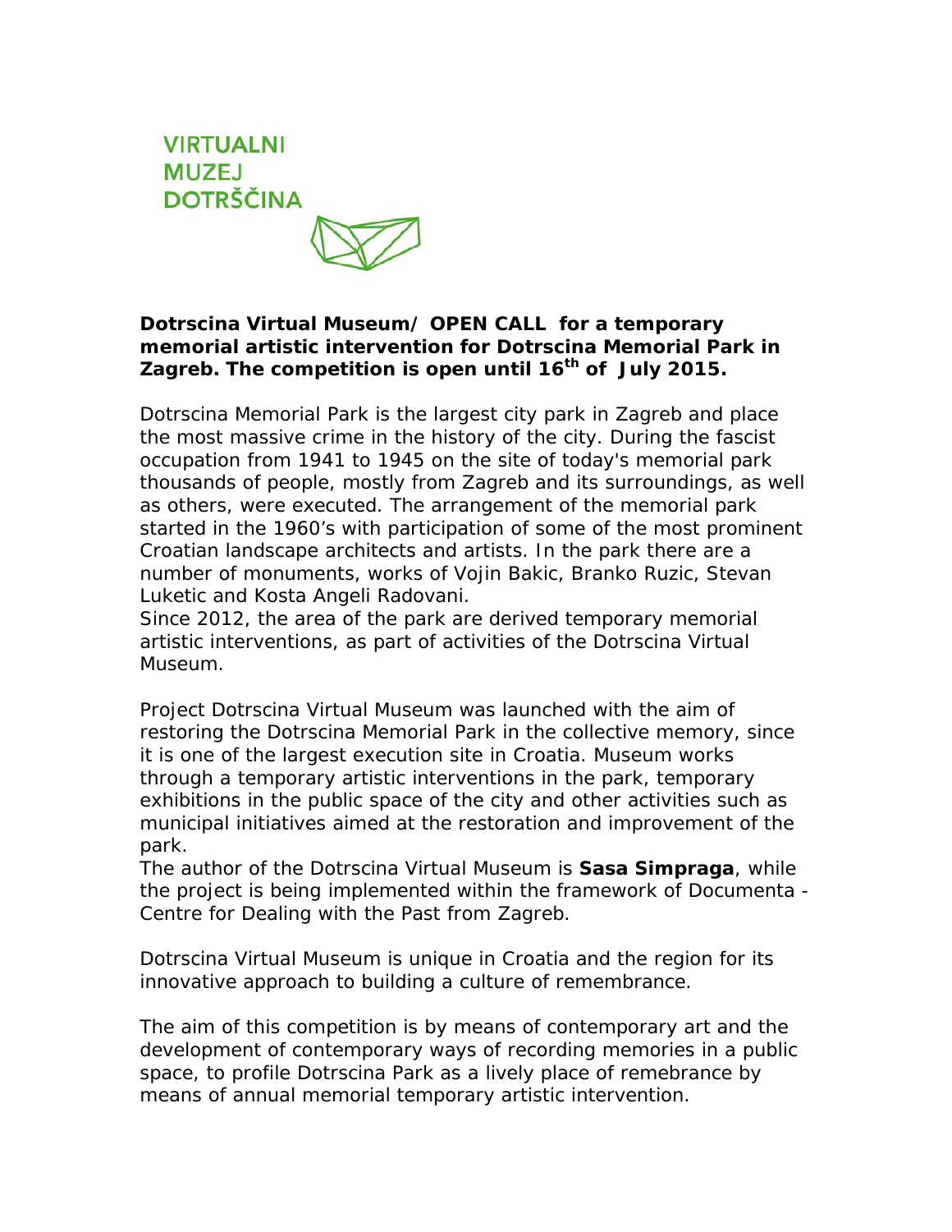VIRTUALNI
MUZEJ
DOTRŠČINA

**Dotrscina Virtual Museum/ OPEN CALL for a temporary memorial artistic intervention for Dotrscina Memorial Park in Zagreb. The competition is open until 16th of July 2015.**

Dotrscina Memorial Park is the largest city park in Zagreb and place the most massive crime in the history of the city. During the fascist occupation from 1941 to 1945 on the site of today's memorial park thousands of people, mostly from Zagreb and its surroundings, as well as others, were executed. The arrangement of the memorial park started in the 1960's with participation of some of the most prominent Croatian landscape architects and artists. In the park there are a number of monuments, works of Vojin Bakic, Branko Ruzic, Stevan Luketic and Kosta Angeli Radovani.
Since 2012, the area of the park are derived temporary memorial artistic interventions, as part of activities of the Dotrscina Virtual Museum.

Project Dotrscina Virtual Museum was launched with the aim of restoring the Dotrscina Memorial Park in the collective memory, since it is one of the largest execution site in Croatia. Museum works through a temporary artistic interventions in the park, temporary exhibitions in the public space of the city and other activities such as municipal initiatives aimed at the restoration and improvement of the park.
The author of the Dotrscina Virtual Museum is **Sasa Simpraga**, while the project is being implemented within the framework of Documenta - Centre for Dealing with the Past from Zagreb.

Dotrscina Virtual Museum is unique in Croatia and the region for its innovative approach to building a culture of remembrance.

The aim of this competition is by means of contemporary art and the development of contemporary ways of recording memories in a public space, to profile Dotrscina Park as a lively place of remebrance by means of annual memorial temporary artistic intervention.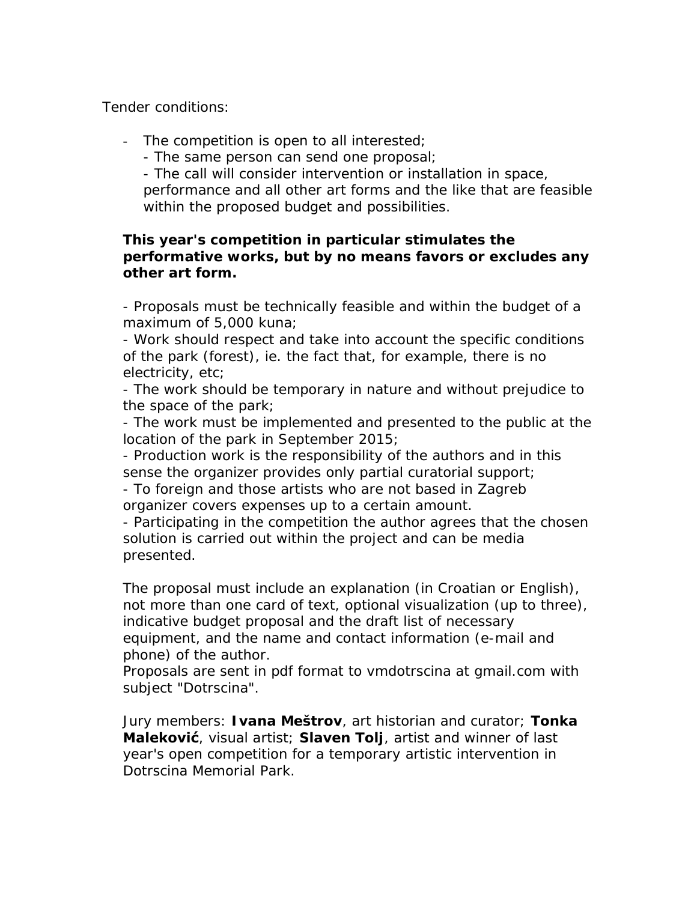Tender conditions:

- The competition is open to all interested;
- The same person can send one proposal;
- The call will consider intervention or installation in space, performance and all other art forms and the like that are feasible within the proposed budget and possibilities.

**This year's competition in particular stimulates the performative works, but by no means favors or excludes any other art form.**

- Proposals must be technically feasible and within the budget of a maximum of 5,000 kuna;
- Work should respect and take into account the specific conditions of the park (forest), ie. the fact that, for example, there is no electricity, etc;
- The work should be temporary in nature and without prejudice to the space of the park;
- The work must be implemented and presented to the public at the location of the park in September 2015;
- Production work is the responsibility of the authors and in this sense the organizer provides only partial curatorial support;
- To foreign and those artists who are not based in Zagreb organizer covers expenses up to a certain amount.
- Participating in the competition the author agrees that the chosen solution is carried out within the project and can be media presented.

The proposal must include an explanation (in Croatian or English), not more than one card of text, optional visualization (up to three), indicative budget proposal and the draft list of necessary equipment, and the name and contact information (e-mail and phone) of the author.
Proposals are sent in pdf format to vmdotrscina at gmail.com with subject "Dotrscina".

Jury members: **Ivana Meštrov**, art historian and curator; **Tonka Maleković**, visual artist; **Slaven Tolj**, artist and winner of last year's open competition for a temporary artistic intervention in Dotrscina Memorial Park.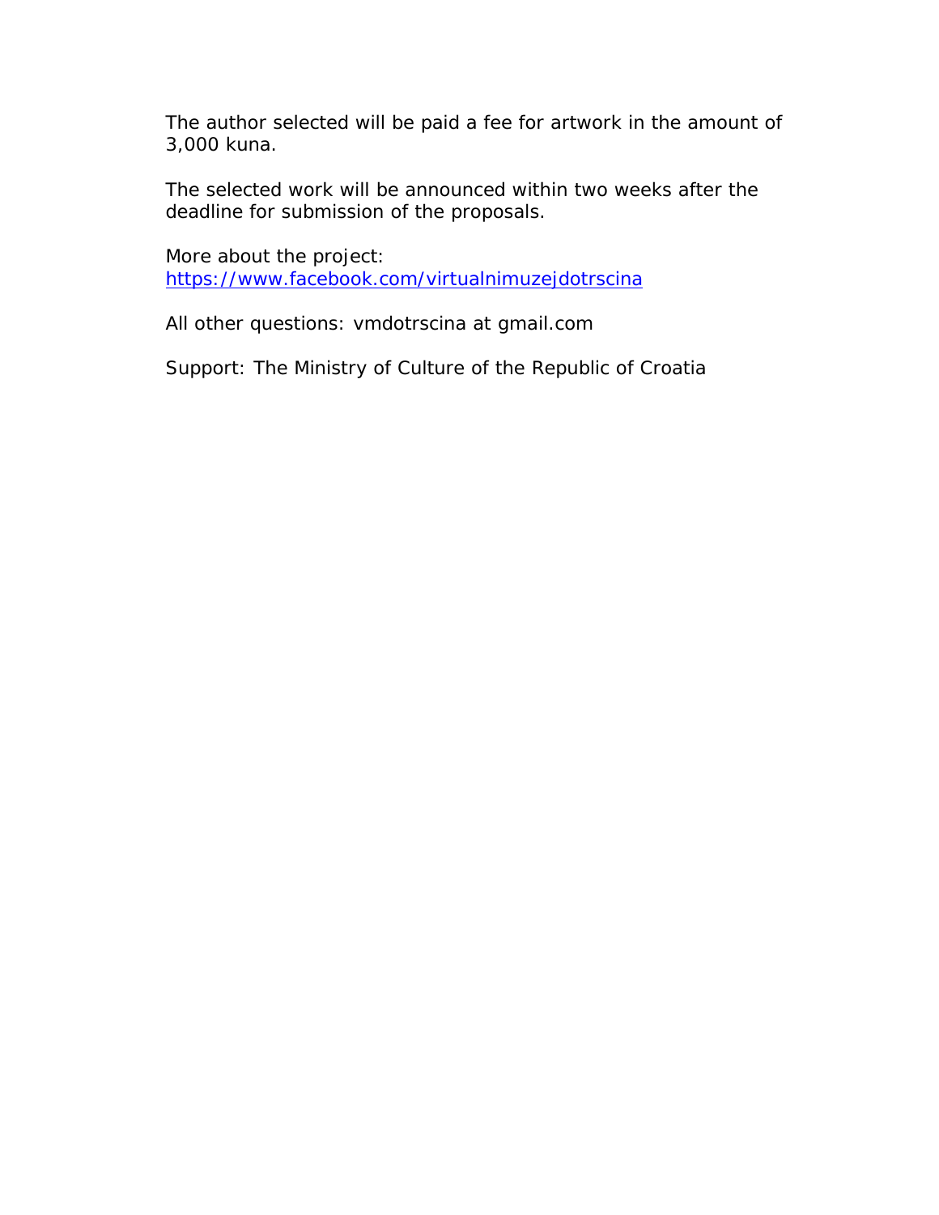The author selected will be paid a fee for artwork in the amount of 3,000 kuna.

The selected work will be announced within two weeks after the deadline for submission of the proposals.

More about the project:
[https://www.facebook.com/virtualnimuzejdotrscina](https://www.facebook.com/virtualnimuzejdotrscina)

All other questions: vmdotrscina at gmail.com

Support: The Ministry of Culture of the Republic of Croatia